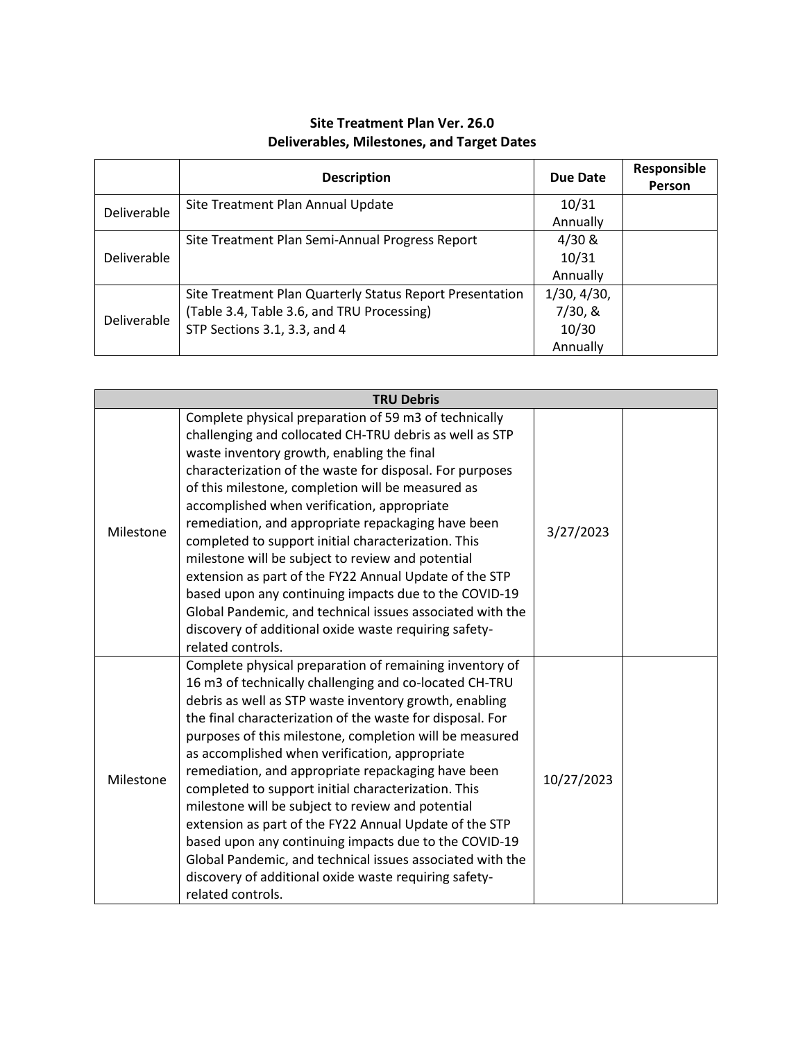## Site Treatment Plan Ver. 26.0
## Deliverables, Milestones, and Target Dates

| | Description | Due Date | Responsible Person |
|---|---|---|---|
| Deliverable | Site Treatment Plan Annual Update | 10/31 Annually | |
| Deliverable | Site Treatment Plan Semi-Annual Progress Report | 4/30 & 10/31 Annually | |
| Deliverable | Site Treatment Plan Quarterly Status Report Presentation (Table 3.4, Table 3.6, and TRU Processing) STP Sections 3.1, 3.3, and 4 | 1/30, 4/30, 7/30, & 10/30 Annually | |

| TRU Debris | | | |
|---|---|---|---|
| Milestone | Complete physical preparation of 59 m3 of technically challenging and collocated CH-TRU debris as well as STP waste inventory growth, enabling the final characterization of the waste for disposal. For purposes of this milestone, completion will be measured as accomplished when verification, appropriate remediation, and appropriate repackaging have been completed to support initial characterization. This milestone will be subject to review and potential extension as part of the FY22 Annual Update of the STP based upon any continuing impacts due to the COVID-19 Global Pandemic, and technical issues associated with the discovery of additional oxide waste requiring safety-related controls. | 3/27/2023 | |
| Milestone | Complete physical preparation of remaining inventory of 16 m3 of technically challenging and co-located CH-TRU debris as well as STP waste inventory growth, enabling the final characterization of the waste for disposal. For purposes of this milestone, completion will be measured as accomplished when verification, appropriate remediation, and appropriate repackaging have been completed to support initial characterization. This milestone will be subject to review and potential extension as part of the FY22 Annual Update of the STP based upon any continuing impacts due to the COVID-19 Global Pandemic, and technical issues associated with the discovery of additional oxide waste requiring safety-related controls. | 10/27/2023 | |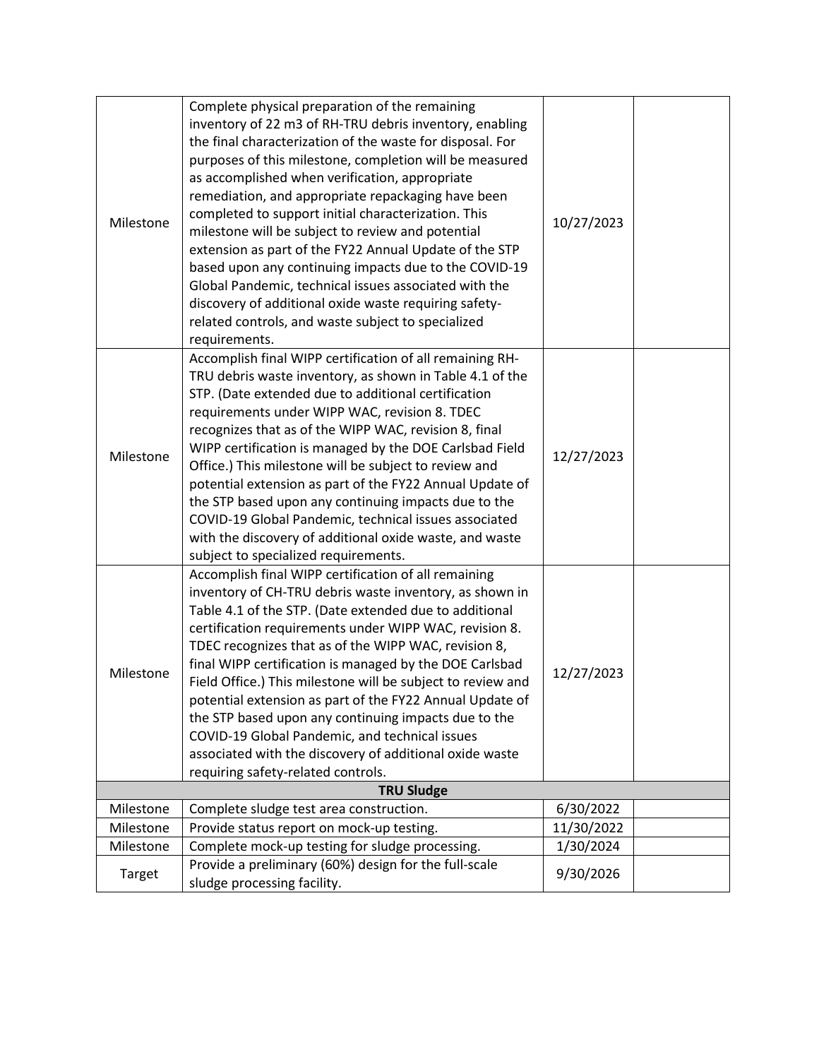| | | | |
|---|---|---|---|
| Milestone | Complete physical preparation of the remaining inventory of 22 m3 of RH-TRU debris inventory, enabling the final characterization of the waste for disposal. For purposes of this milestone, completion will be measured as accomplished when verification, appropriate remediation, and appropriate repackaging have been completed to support initial characterization. This milestone will be subject to review and potential extension as part of the FY22 Annual Update of the STP based upon any continuing impacts due to the COVID-19 Global Pandemic, technical issues associated with the discovery of additional oxide waste requiring safety-related controls, and waste subject to specialized requirements. | 10/27/2023 | |
| Milestone | Accomplish final WIPP certification of all remaining RH-TRU debris waste inventory, as shown in Table 4.1 of the STP. (Date extended due to additional certification requirements under WIPP WAC, revision 8. TDEC recognizes that as of the WIPP WAC, revision 8, final WIPP certification is managed by the DOE Carlsbad Field Office.) This milestone will be subject to review and potential extension as part of the FY22 Annual Update of the STP based upon any continuing impacts due to the COVID-19 Global Pandemic, technical issues associated with the discovery of additional oxide waste, and waste subject to specialized requirements. | 12/27/2023 | |
| Milestone | Accomplish final WIPP certification of all remaining inventory of CH-TRU debris waste inventory, as shown in Table 4.1 of the STP. (Date extended due to additional certification requirements under WIPP WAC, revision 8. TDEC recognizes that as of the WIPP WAC, revision 8, final WIPP certification is managed by the DOE Carlsbad Field Office.) This milestone will be subject to review and potential extension as part of the FY22 Annual Update of the STP based upon any continuing impacts due to the COVID-19 Global Pandemic, and technical issues associated with the discovery of additional oxide waste requiring safety-related controls. | 12/27/2023 | |
| **TRU Sludge** | | | |
| Milestone | Complete sludge test area construction. | 6/30/2022 | |
| Milestone | Provide status report on mock-up testing. | 11/30/2022 | |
| Milestone | Complete mock-up testing for sludge processing. | 1/30/2024 | |
| Target | Provide a preliminary (60%) design for the full-scale sludge processing facility. | 9/30/2026 | |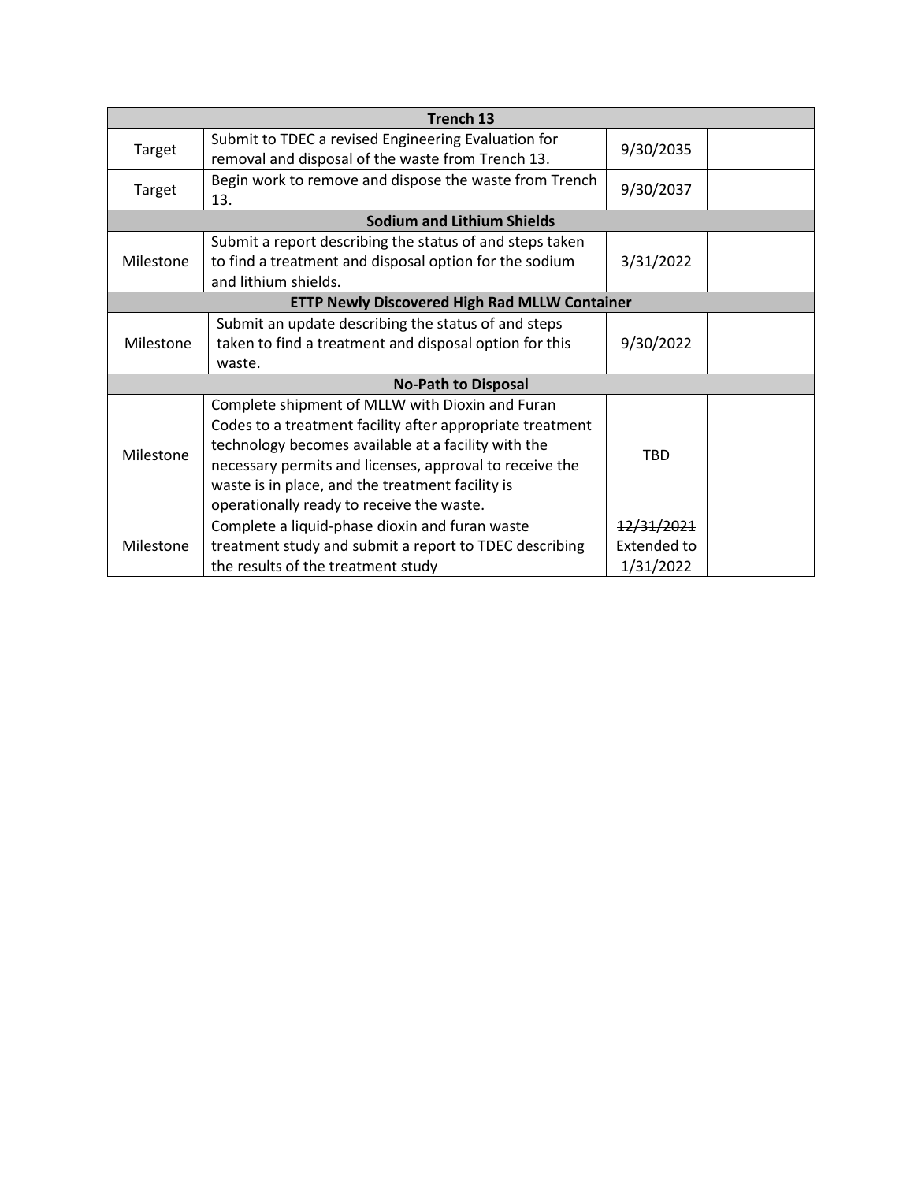| Trench 13 | | | |
|---|---|---|---|
| Target | Submit to TDEC a revised Engineering Evaluation for removal and disposal of the waste from Trench 13. | 9/30/2035 | |
| Target | Begin work to remove and dispose the waste from Trench 13. | 9/30/2037 | |
| **Sodium and Lithium Shields** | | | |
| Milestone | Submit a report describing the status of and steps taken to find a treatment and disposal option for the sodium and lithium shields. | 3/31/2022 | |
| **ETTP Newly Discovered High Rad MLLW Container** | | | |
| Milestone | Submit an update describing the status of and steps taken to find a treatment and disposal option for this waste. | 9/30/2022 | |
| **No-Path to Disposal** | | | |
| Milestone | Complete shipment of MLLW with Dioxin and Furan Codes to a treatment facility after appropriate treatment technology becomes available at a facility with the necessary permits and licenses, approval to receive the waste is in place, and the treatment facility is operationally ready to receive the waste. | TBD | |
| Milestone | Complete a liquid-phase dioxin and furan waste treatment study and submit a report to TDEC describing the results of the treatment study | ~~12/31/2021~~ Extended to 1/31/2022 | |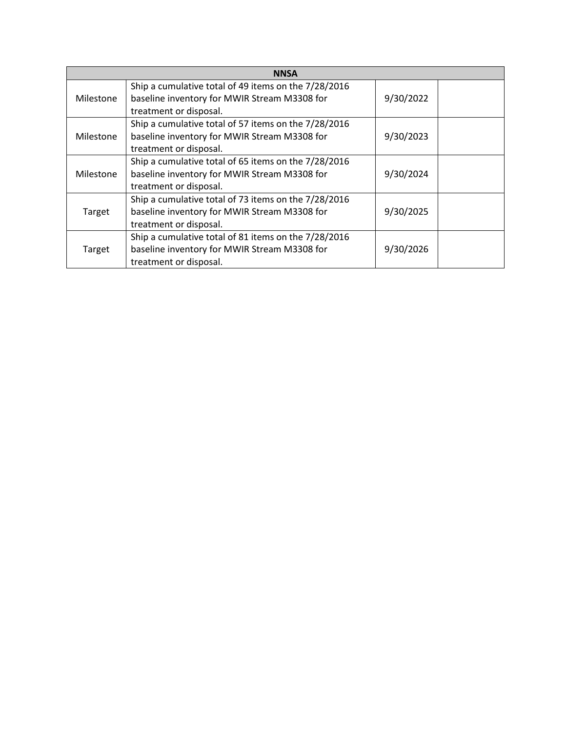| NNSA | | | |
|---|---|---|---|
| Milestone | Ship a cumulative total of 49 items on the 7/28/2016 baseline inventory for MWIR Stream M3308 for treatment or disposal. | 9/30/2022 | |
| Milestone | Ship a cumulative total of 57 items on the 7/28/2016 baseline inventory for MWIR Stream M3308 for treatment or disposal. | 9/30/2023 | |
| Milestone | Ship a cumulative total of 65 items on the 7/28/2016 baseline inventory for MWIR Stream M3308 for treatment or disposal. | 9/30/2024 | |
| Target | Ship a cumulative total of 73 items on the 7/28/2016 baseline inventory for MWIR Stream M3308 for treatment or disposal. | 9/30/2025 | |
| Target | Ship a cumulative total of 81 items on the 7/28/2016 baseline inventory for MWIR Stream M3308 for treatment or disposal. | 9/30/2026 | |